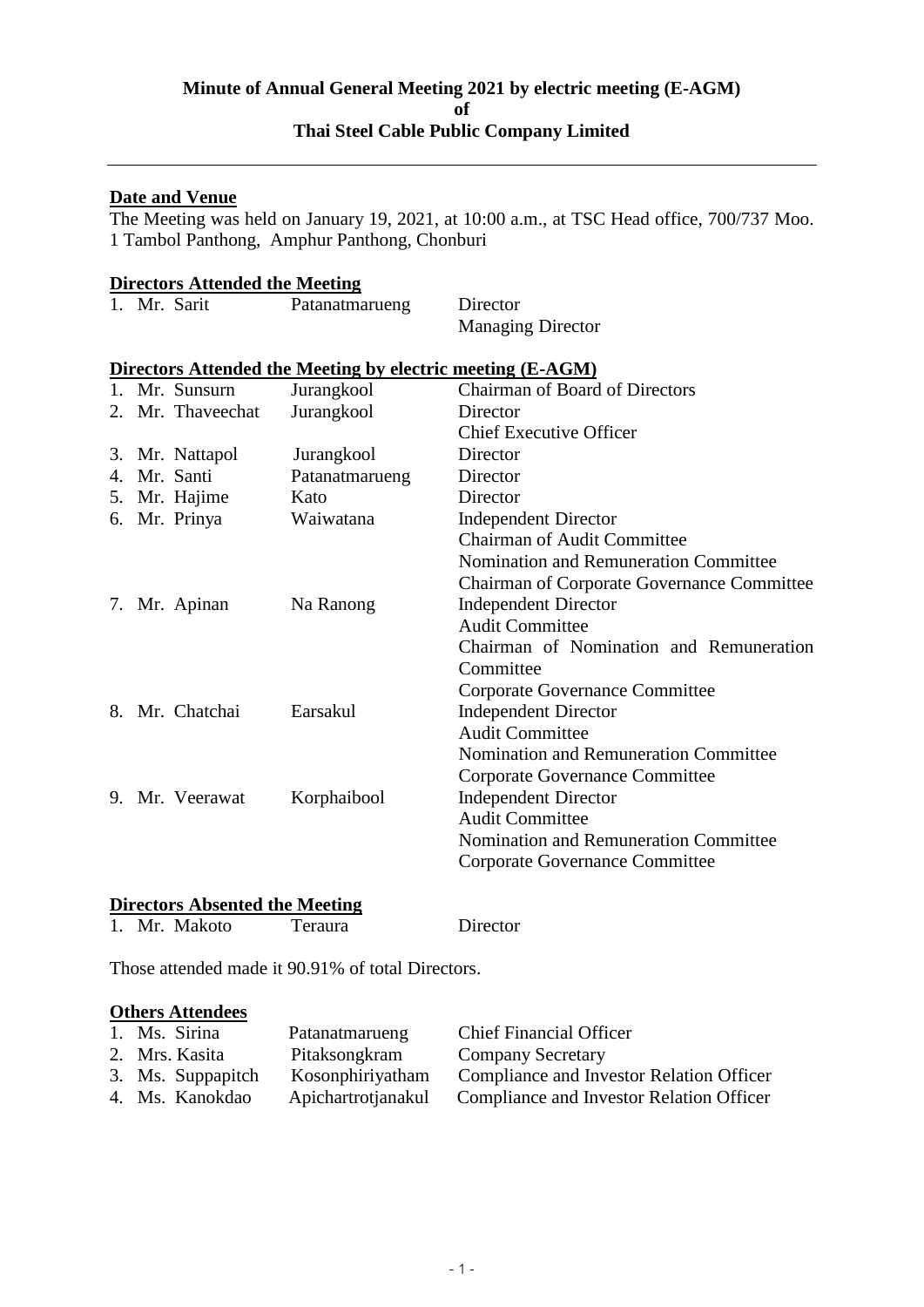# Minute of Annual General Meeting 2021 by electric meeting (E-AGM)
# of
# Thai Steel Cable Public Company Limited

---

**Date and Venue**

The Meeting was held on January 19, 2021, at 10:00 a.m., at TSC Head office, 700/737 Moo. 1 Tambol Panthong, Amphur Panthong, Chonburi

**Directors Attended the Meeting**

| | | |
|---|---|---|
| 1. Mr. Sarit | Patanatmarueng | Director<br>Managing Director |

**Directors Attended the Meeting by electric meeting (E-AGM)**

| | | |
|---|---|---|
| 1. Mr. Sunsurn | Jurangkool | Chairman of Board of Directors |
| 2. Mr. Thaveechat | Jurangkool | Director<br>Chief Executive Officer |
| 3. Mr. Nattapol | Jurangkool | Director |
| 4. Mr. Santi | Patanatmarueng | Director |
| 5. Mr. Hajime | Kato | Director |
| 6. Mr. Prinya | Waiwatana | Independent Director<br>Chairman of Audit Committee<br>Nomination and Remuneration Committee<br>Chairman of Corporate Governance Committee |
| 7. Mr. Apinan | Na Ranong | Independent Director<br>Audit Committee<br>Chairman of Nomination and Remuneration Committee<br>Corporate Governance Committee |
| 8. Mr. Chatchai | Earsakul | Independent Director<br>Audit Committee<br>Nomination and Remuneration Committee<br>Corporate Governance Committee |
| 9. Mr. Veerawat | Korphaibool | Independent Director<br>Audit Committee<br>Nomination and Remuneration Committee<br>Corporate Governance Committee |

**Directors Absented the Meeting**

| | | |
|---|---|---|
| 1. Mr. Makoto | Teraura | Director |

Those attended made it 90.91% of total Directors.

**Others Attendees**

| | | |
|---|---|---|
| 1. Ms. Sirina | Patanatmarueng | Chief Financial Officer |
| 2. Mrs. Kasita | Pitaksongkram | Company Secretary |
| 3. Ms. Suppapitch | Kosonphiriyatham | Compliance and Investor Relation Officer |
| 4. Ms. Kanokdao | Apichartrotjanakul | Compliance and Investor Relation Officer |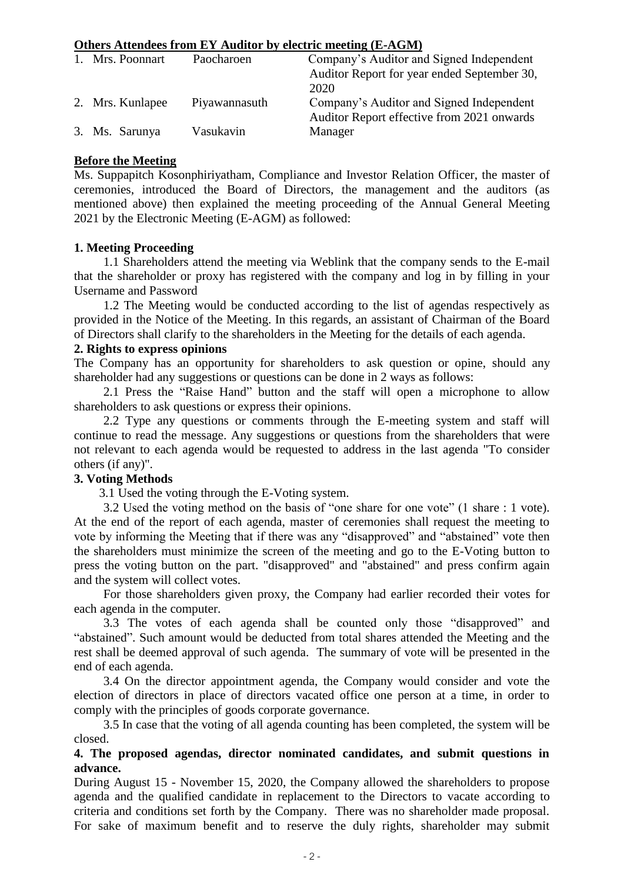**Others Attendees from EY Auditor by electric meeting (E-AGM)**

| | | |
|---|---|---|
| 1. Mrs. Poonnart | Paocharoen | Company's Auditor and Signed Independent Auditor Report for year ended September 30, 2020 |
| 2. Mrs. Kunlapee | Piyawannasuth | Company's Auditor and Signed Independent Auditor Report effective from 2021 onwards |
| 3. Ms. Sarunya | Vasukavin | Manager |

**Before the Meeting**

Ms. Suppapitch Kosonphiriyatham, Compliance and Investor Relation Officer, the master of ceremonies, introduced the Board of Directors, the management and the auditors (as mentioned above) then explained the meeting proceeding of the Annual General Meeting 2021 by the Electronic Meeting (E-AGM) as followed:

**1. Meeting Proceeding**

1.1 Shareholders attend the meeting via Weblink that the company sends to the E-mail that the shareholder or proxy has registered with the company and log in by filling in your Username and Password

1.2 The Meeting would be conducted according to the list of agendas respectively as provided in the Notice of the Meeting. In this regards, an assistant of Chairman of the Board of Directors shall clarify to the shareholders in the Meeting for the details of each agenda.

**2. Rights to express opinions**

The Company has an opportunity for shareholders to ask question or opine, should any shareholder had any suggestions or questions can be done in 2 ways as follows:

2.1 Press the "Raise Hand" button and the staff will open a microphone to allow shareholders to ask questions or express their opinions.

2.2 Type any questions or comments through the E-meeting system and staff will continue to read the message. Any suggestions or questions from the shareholders that were not relevant to each agenda would be requested to address in the last agenda "To consider others (if any)".

**3. Voting Methods**

3.1 Used the voting through the E-Voting system.

3.2 Used the voting method on the basis of "one share for one vote" (1 share : 1 vote). At the end of the report of each agenda, master of ceremonies shall request the meeting to vote by informing the Meeting that if there was any "disapproved" and "abstained" vote then the shareholders must minimize the screen of the meeting and go to the E-Voting button to press the voting button on the part. "disapproved" and "abstained" and press confirm again and the system will collect votes.

For those shareholders given proxy, the Company had earlier recorded their votes for each agenda in the computer.

3.3 The votes of each agenda shall be counted only those "disapproved" and "abstained". Such amount would be deducted from total shares attended the Meeting and the rest shall be deemed approval of such agenda. The summary of vote will be presented in the end of each agenda.

3.4 On the director appointment agenda, the Company would consider and vote the election of directors in place of directors vacated office one person at a time, in order to comply with the principles of goods corporate governance.

3.5 In case that the voting of all agenda counting has been completed, the system will be closed.

**4. The proposed agendas, director nominated candidates, and submit questions in advance.**

During August 15 - November 15, 2020, the Company allowed the shareholders to propose agenda and the qualified candidate in replacement to the Directors to vacate according to criteria and conditions set forth by the Company. There was no shareholder made proposal. For sake of maximum benefit and to reserve the duly rights, shareholder may submit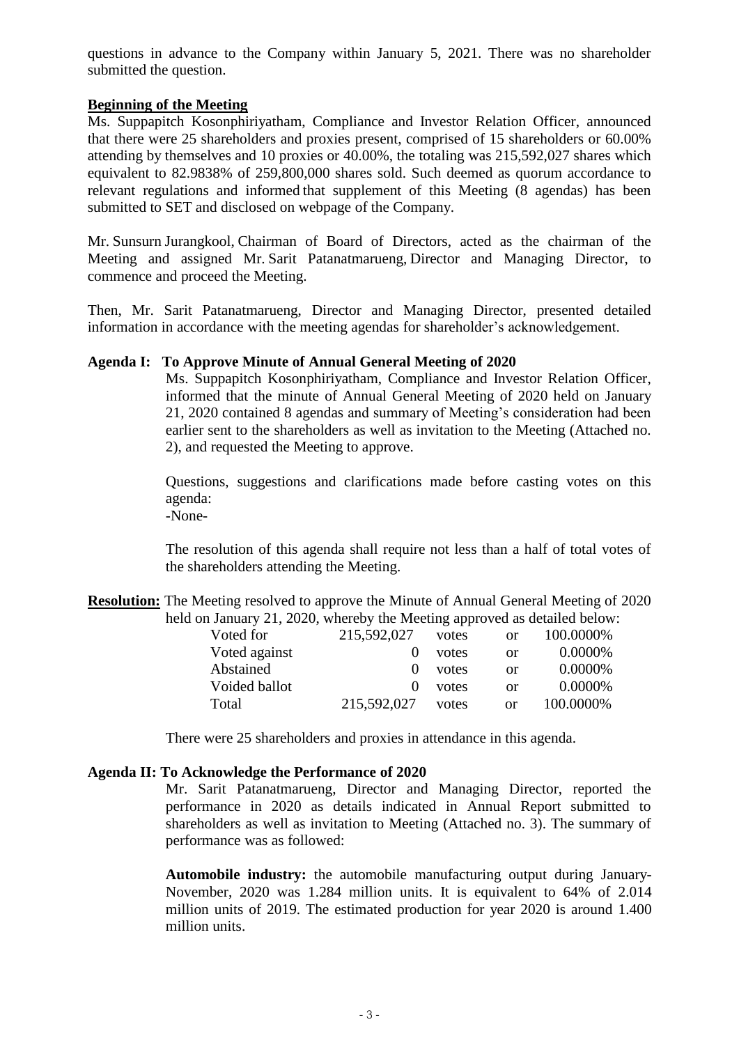questions in advance to the Company within January 5, 2021. There was no shareholder submitted the question.

**Beginning of the Meeting**

Ms. Suppapitch Kosonphiriyatham, Compliance and Investor Relation Officer, announced that there were 25 shareholders and proxies present, comprised of 15 shareholders or 60.00% attending by themselves and 10 proxies or 40.00%, the totaling was 215,592,027 shares which equivalent to 82.9838% of 259,800,000 shares sold. Such deemed as quorum accordance to relevant regulations and informed that supplement of this Meeting (8 agendas) has been submitted to SET and disclosed on webpage of the Company.

Mr. Sunsurn Jurangkool, Chairman of Board of Directors, acted as the chairman of the Meeting and assigned Mr. Sarit Patanatmarueng, Director and Managing Director, to commence and proceed the Meeting.

Then, Mr. Sarit Patanatmarueng, Director and Managing Director, presented detailed information in accordance with the meeting agendas for shareholder's acknowledgement.

**Agenda I: To Approve Minute of Annual General Meeting of 2020**

Ms. Suppapitch Kosonphiriyatham, Compliance and Investor Relation Officer, informed that the minute of Annual General Meeting of 2020 held on January 21, 2020 contained 8 agendas and summary of Meeting's consideration had been earlier sent to the shareholders as well as invitation to the Meeting (Attached no. 2), and requested the Meeting to approve.

Questions, suggestions and clarifications made before casting votes on this agenda:
-None-

The resolution of this agenda shall require not less than a half of total votes of the shareholders attending the Meeting.

**Resolution:** The Meeting resolved to approve the Minute of Annual General Meeting of 2020 held on January 21, 2020, whereby the Meeting approved as detailed below:

| | | | | |
|---|---|---|---|---|
| Voted for | 215,592,027 | votes | or | 100.0000% |
| Voted against | 0 | votes | or | 0.0000% |
| Abstained | 0 | votes | or | 0.0000% |
| Voided ballot | 0 | votes | or | 0.0000% |
| Total | 215,592,027 | votes | or | 100.0000% |

There were 25 shareholders and proxies in attendance in this agenda.

**Agenda II: To Acknowledge the Performance of 2020**

Mr. Sarit Patanatmarueng, Director and Managing Director, reported the performance in 2020 as details indicated in Annual Report submitted to shareholders as well as invitation to Meeting (Attached no. 3). The summary of performance was as followed:

**Automobile industry:** the automobile manufacturing output during January-November, 2020 was 1.284 million units. It is equivalent to 64% of 2.014 million units of 2019. The estimated production for year 2020 is around 1.400 million units.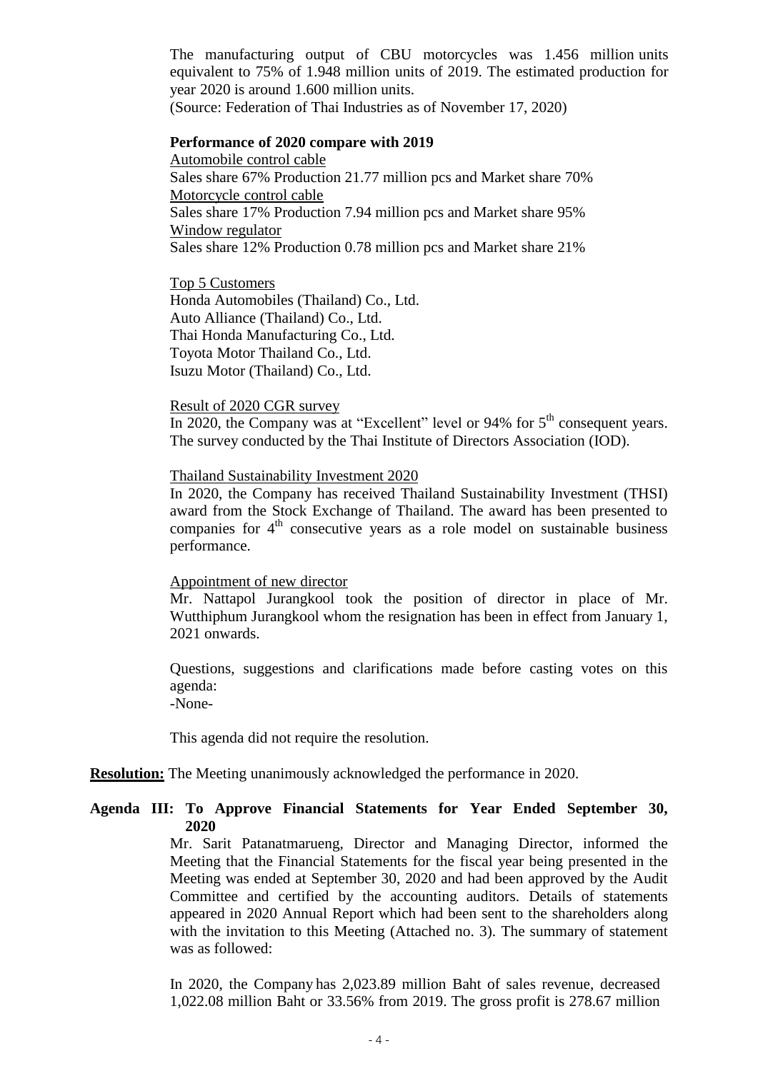The manufacturing output of CBU motorcycles was 1.456 million units equivalent to 75% of 1.948 million units of 2019. The estimated production for year 2020 is around 1.600 million units.
(Source: Federation of Thai Industries as of November 17, 2020)

**Performance of 2020 compare with 2019**

Automobile control cable
Sales share 67% Production 21.77 million pcs and Market share 70%

Motorcycle control cable
Sales share 17% Production 7.94 million pcs and Market share 95%

Window regulator
Sales share 12% Production 0.78 million pcs and Market share 21%

Top 5 Customers
Honda Automobiles (Thailand) Co., Ltd.
Auto Alliance (Thailand) Co., Ltd.
Thai Honda Manufacturing Co., Ltd.
Toyota Motor Thailand Co., Ltd.
Isuzu Motor (Thailand) Co., Ltd.

Result of 2020 CGR survey
In 2020, the Company was at "Excellent" level or 94% for 5th consequent years. The survey conducted by the Thai Institute of Directors Association (IOD).

Thailand Sustainability Investment 2020
In 2020, the Company has received Thailand Sustainability Investment (THSI) award from the Stock Exchange of Thailand. The award has been presented to companies for 4th consecutive years as a role model on sustainable business performance.

Appointment of new director
Mr. Nattapol Jurangkool took the position of director in place of Mr. Wutthiphum Jurangkool whom the resignation has been in effect from January 1, 2021 onwards.

Questions, suggestions and clarifications made before casting votes on this agenda:
-None-

This agenda did not require the resolution.

**Resolution:** The Meeting unanimously acknowledged the performance in 2020.

**Agenda III: To Approve Financial Statements for Year Ended September 30, 2020**

Mr. Sarit Patanatmarueng, Director and Managing Director, informed the Meeting that the Financial Statements for the fiscal year being presented in the Meeting was ended at September 30, 2020 and had been approved by the Audit Committee and certified by the accounting auditors. Details of statements appeared in 2020 Annual Report which had been sent to the shareholders along with the invitation to this Meeting (Attached no. 3). The summary of statement was as followed:

In 2020, the Company has 2,023.89 million Baht of sales revenue, decreased 1,022.08 million Baht or 33.56% from 2019. The gross profit is 278.67 million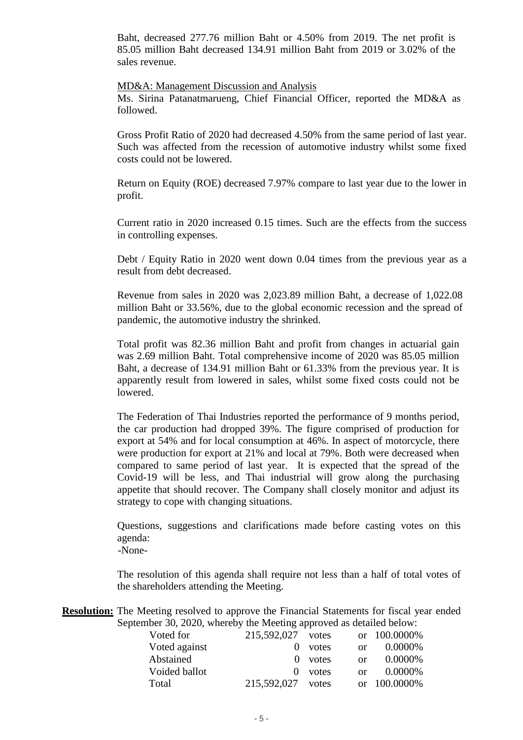Baht, decreased 277.76 million Baht or 4.50% from 2019. The net profit is 85.05 million Baht decreased 134.91 million Baht from 2019 or 3.02% of the sales revenue.

MD&A: Management Discussion and Analysis

Ms. Sirina Patanatmarueng, Chief Financial Officer, reported the MD&A as followed.

Gross Profit Ratio of 2020 had decreased 4.50% from the same period of last year. Such was affected from the recession of automotive industry whilst some fixed costs could not be lowered.

Return on Equity (ROE) decreased 7.97% compare to last year due to the lower in profit.

Current ratio in 2020 increased 0.15 times. Such are the effects from the success in controlling expenses.

Debt / Equity Ratio in 2020 went down 0.04 times from the previous year as a result from debt decreased.

Revenue from sales in 2020 was 2,023.89 million Baht, a decrease of 1,022.08 million Baht or 33.56%, due to the global economic recession and the spread of pandemic, the automotive industry the shrinked.

Total profit was 82.36 million Baht and profit from changes in actuarial gain was 2.69 million Baht. Total comprehensive income of 2020 was 85.05 million Baht, a decrease of 134.91 million Baht or 61.33% from the previous year. It is apparently result from lowered in sales, whilst some fixed costs could not be lowered.

The Federation of Thai Industries reported the performance of 9 months period, the car production had dropped 39%. The figure comprised of production for export at 54% and for local consumption at 46%. In aspect of motorcycle, there were production for export at 21% and local at 79%. Both were decreased when compared to same period of last year. It is expected that the spread of the Covid-19 will be less, and Thai industrial will grow along the purchasing appetite that should recover. The Company shall closely monitor and adjust its strategy to cope with changing situations.

Questions, suggestions and clarifications made before casting votes on this agenda:

-None-

The resolution of this agenda shall require not less than a half of total votes of the shareholders attending the Meeting.

**Resolution:** The Meeting resolved to approve the Financial Statements for fiscal year ended September 30, 2020, whereby the Meeting approved as detailed below:

| | | | | |
|---|---|---|---|---|
| Voted for | 215,592,027 | votes | or | 100.0000% |
| Voted against | 0 | votes | or | 0.0000% |
| Abstained | 0 | votes | or | 0.0000% |
| Voided ballot | 0 | votes | or | 0.0000% |
| Total | 215,592,027 | votes | or | 100.0000% |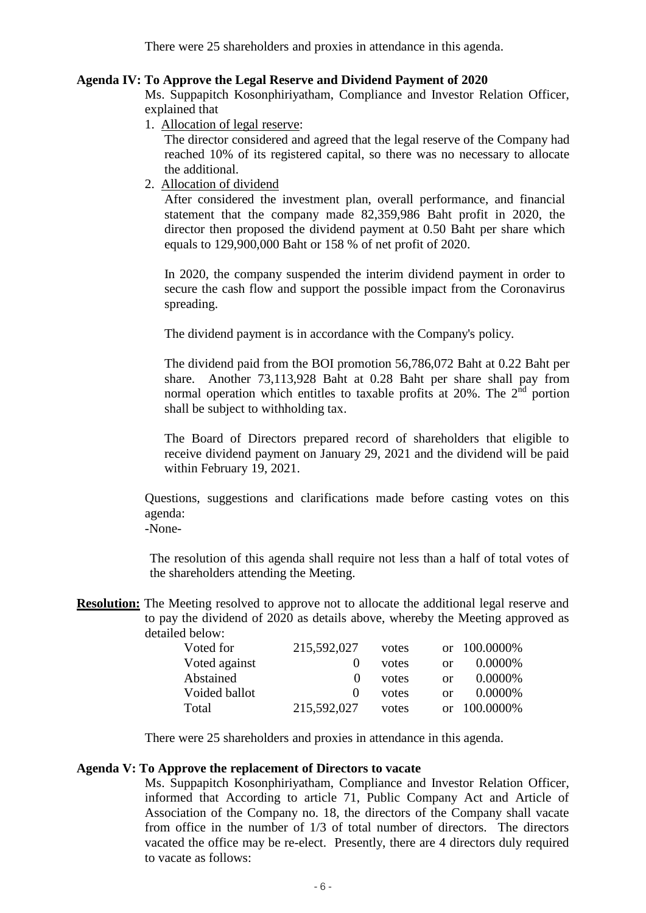There were 25 shareholders and proxies in attendance in this agenda.

**Agenda IV: To Approve the Legal Reserve and Dividend Payment of 2020**

Ms. Suppapitch Kosonphiriyatham, Compliance and Investor Relation Officer, explained that

1. Allocation of legal reserve:

   The director considered and agreed that the legal reserve of the Company had reached 10% of its registered capital, so there was no necessary to allocate the additional.

2. Allocation of dividend

   After considered the investment plan, overall performance, and financial statement that the company made 82,359,986 Baht profit in 2020, the director then proposed the dividend payment at 0.50 Baht per share which equals to 129,900,000 Baht or 158 % of net profit of 2020.

   In 2020, the company suspended the interim dividend payment in order to secure the cash flow and support the possible impact from the Coronavirus spreading.

   The dividend payment is in accordance with the Company's policy.

   The dividend paid from the BOI promotion 56,786,072 Baht at 0.22 Baht per share. Another 73,113,928 Baht at 0.28 Baht per share shall pay from normal operation which entitles to taxable profits at 20%. The 2nd portion shall be subject to withholding tax.

   The Board of Directors prepared record of shareholders that eligible to receive dividend payment on January 29, 2021 and the dividend will be paid within February 19, 2021.

Questions, suggestions and clarifications made before casting votes on this agenda:
-None-

The resolution of this agenda shall require not less than a half of total votes of the shareholders attending the Meeting.

**Resolution:** The Meeting resolved to approve not to allocate the additional legal reserve and to pay the dividend of 2020 as details above, whereby the Meeting approved as detailed below:

| | | | | |
|---|---|---|---|---|
| Voted for | 215,592,027 | votes | or | 100.0000% |
| Voted against | 0 | votes | or | 0.0000% |
| Abstained | 0 | votes | or | 0.0000% |
| Voided ballot | 0 | votes | or | 0.0000% |
| Total | 215,592,027 | votes | or | 100.0000% |

There were 25 shareholders and proxies in attendance in this agenda.

**Agenda V: To Approve the replacement of Directors to vacate**

Ms. Suppapitch Kosonphiriyatham, Compliance and Investor Relation Officer, informed that According to article 71, Public Company Act and Article of Association of the Company no. 18, the directors of the Company shall vacate from office in the number of 1/3 of total number of directors. The directors vacated the office may be re-elect. Presently, there are 4 directors duly required to vacate as follows: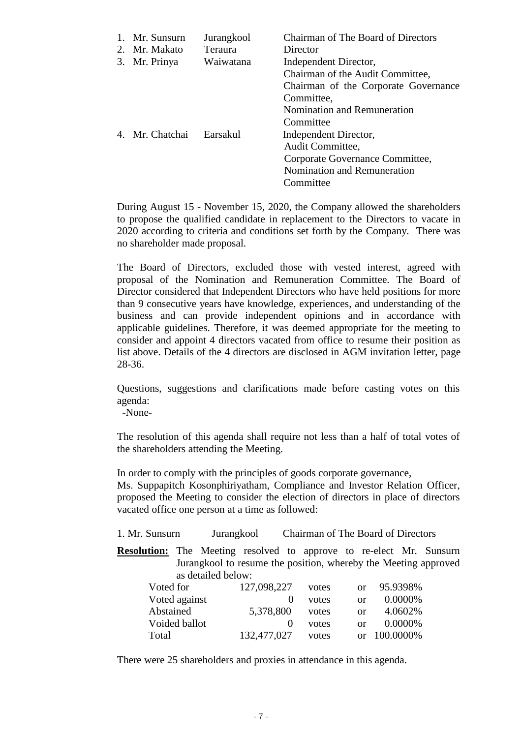| | | |
|---|---|---|
| 1. Mr. Sunsurn | Jurangkool | Chairman of The Board of Directors |
| 2. Mr. Makato | Teraura | Director |
| 3. Mr. Prinya | Waiwatana | Independent Director,<br>Chairman of the Audit Committee,<br>Chairman of the Corporate Governance Committee,<br>Nomination and Remuneration Committee |
| 4. Mr. Chatchai | Earsakul | Independent Director,<br>Audit Committee,<br>Corporate Governance Committee,<br>Nomination and Remuneration Committee |

During August 15 - November 15, 2020, the Company allowed the shareholders to propose the qualified candidate in replacement to the Directors to vacate in 2020 according to criteria and conditions set forth by the Company. There was no shareholder made proposal.

The Board of Directors, excluded those with vested interest, agreed with proposal of the Nomination and Remuneration Committee. The Board of Director considered that Independent Directors who have held positions for more than 9 consecutive years have knowledge, experiences, and understanding of the business and can provide independent opinions and in accordance with applicable guidelines. Therefore, it was deemed appropriate for the meeting to consider and appoint 4 directors vacated from office to resume their position as list above. Details of the 4 directors are disclosed in AGM invitation letter, page 28-36.

Questions, suggestions and clarifications made before casting votes on this agenda:
-None-

The resolution of this agenda shall require not less than a half of total votes of the shareholders attending the Meeting.

In order to comply with the principles of goods corporate governance,
Ms. Suppapitch Kosonphiriyatham, Compliance and Investor Relation Officer, proposed the Meeting to consider the election of directors in place of directors vacated office one person at a time as followed:

1. Mr. Sunsurn Jurangkool Chairman of The Board of Directors

**Resolution:** The Meeting resolved to approve to re-elect Mr. Sunsurn Jurangkool to resume the position, whereby the Meeting approved as detailed below:

| | | | | |
|---|---|---|---|---|
| Voted for | 127,098,227 | votes | or | 95.9398% |
| Voted against | 0 | votes | or | 0.0000% |
| Abstained | 5,378,800 | votes | or | 4.0602% |
| Voided ballot | 0 | votes | or | 0.0000% |
| Total | 132,477,027 | votes | or | 100.0000% |

There were 25 shareholders and proxies in attendance in this agenda.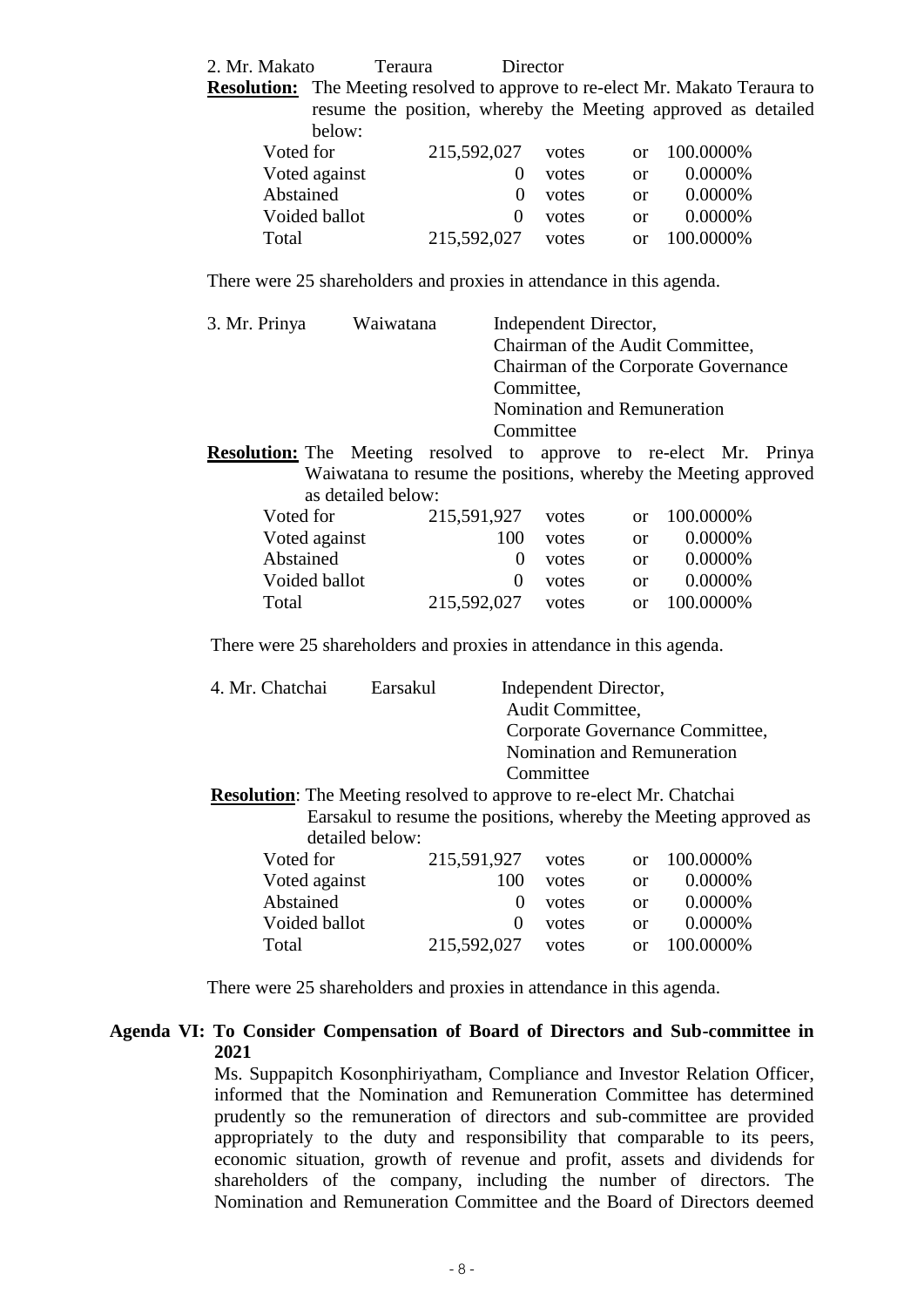2. Mr. Makato Teraura Director

**Resolution:** The Meeting resolved to approve to re-elect Mr. Makato Teraura to resume the position, whereby the Meeting approved as detailed below:

| | | | | |
|---|---|---|---|---|
| Voted for | 215,592,027 | votes | or | 100.0000% |
| Voted against | 0 | votes | or | 0.0000% |
| Abstained | 0 | votes | or | 0.0000% |
| Voided ballot | 0 | votes | or | 0.0000% |
| Total | 215,592,027 | votes | or | 100.0000% |

There were 25 shareholders and proxies in attendance in this agenda.

3. Mr. Prinya Waiwatana Independent Director, Chairman of the Audit Committee, Chairman of the Corporate Governance Committee, Nomination and Remuneration Committee

**Resolution:** The Meeting resolved to approve to re-elect Mr. Prinya Waiwatana to resume the positions, whereby the Meeting approved as detailed below:

| | | | | |
|---|---|---|---|---|
| Voted for | 215,591,927 | votes | or | 100.0000% |
| Voted against | 100 | votes | or | 0.0000% |
| Abstained | 0 | votes | or | 0.0000% |
| Voided ballot | 0 | votes | or | 0.0000% |
| Total | 215,592,027 | votes | or | 100.0000% |

There were 25 shareholders and proxies in attendance in this agenda.

4. Mr. Chatchai Earsakul Independent Director, Audit Committee, Corporate Governance Committee, Nomination and Remuneration Committee

**Resolution**: The Meeting resolved to approve to re-elect Mr. Chatchai Earsakul to resume the positions, whereby the Meeting approved as detailed below:

| | | | | |
|---|---|---|---|---|
| Voted for | 215,591,927 | votes | or | 100.0000% |
| Voted against | 100 | votes | or | 0.0000% |
| Abstained | 0 | votes | or | 0.0000% |
| Voided ballot | 0 | votes | or | 0.0000% |
| Total | 215,592,027 | votes | or | 100.0000% |

There were 25 shareholders and proxies in attendance in this agenda.

**Agenda VI: To Consider Compensation of Board of Directors and Sub-committee in 2021**

Ms. Suppapitch Kosonphiriyatham, Compliance and Investor Relation Officer, informed that the Nomination and Remuneration Committee has determined prudently so the remuneration of directors and sub-committee are provided appropriately to the duty and responsibility that comparable to its peers, economic situation, growth of revenue and profit, assets and dividends for shareholders of the company, including the number of directors. The Nomination and Remuneration Committee and the Board of Directors deemed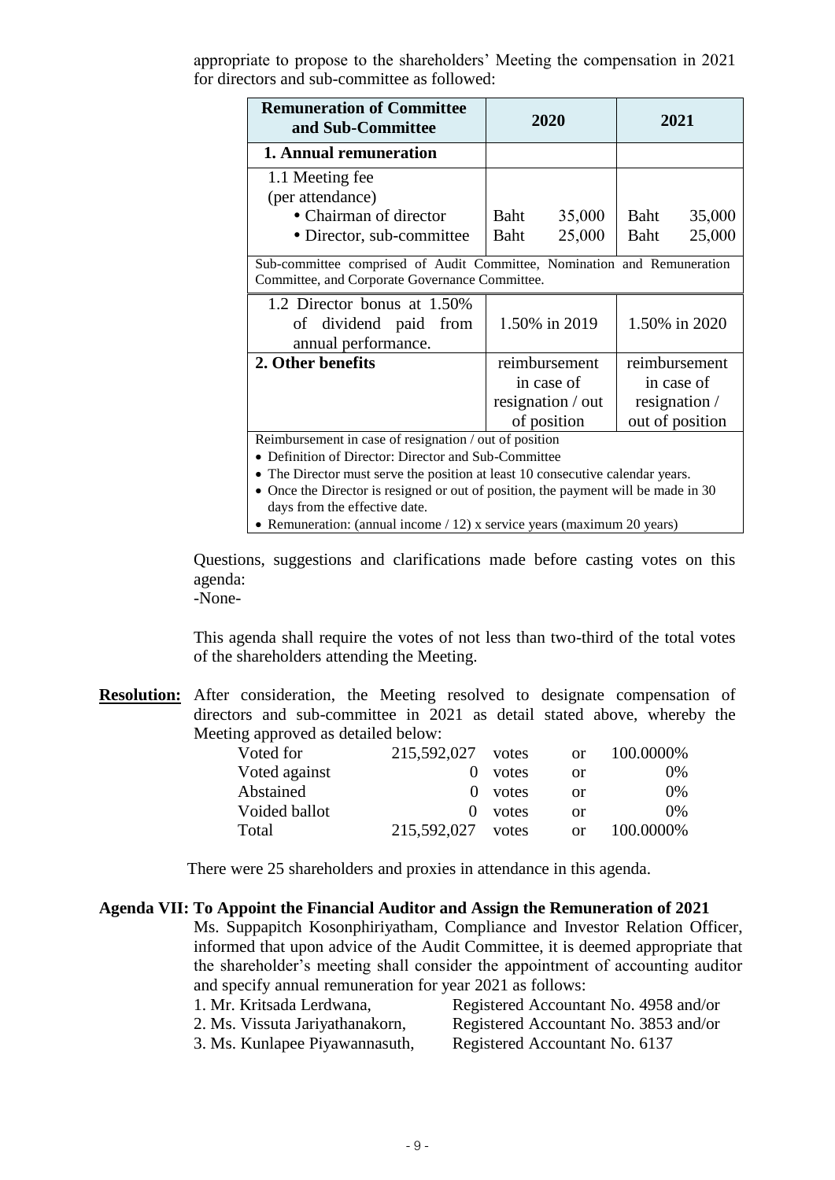appropriate to propose to the shareholders' Meeting the compensation in 2021 for directors and sub-committee as followed:

| Remuneration of Committee and Sub-Committee | 2020 | 2021 |
|---|---|---|
| **1. Annual remuneration** | | |
| 1.1 Meeting fee (per attendance)<br>• Chairman of director<br>• Director, sub-committee | <br><br>Baht 35,000<br>Baht 25,000 | <br><br>Baht 35,000<br>Baht 25,000 |
| Sub-committee comprised of Audit Committee, Nomination and Remuneration Committee, and Corporate Governance Committee. | | |
| 1.2 Director bonus at 1.50% of dividend paid from annual performance. | 1.50% in 2019 | 1.50% in 2020 |
| **2. Other benefits** | reimbursement in case of resignation / out of position | reimbursement in case of resignation / out of position |
| Reimbursement in case of resignation / out of position<br>• Definition of Director: Director and Sub-Committee<br>• The Director must serve the position at least 10 consecutive calendar years.<br>• Once the Director is resigned or out of position, the payment will be made in 30 days from the effective date.<br>• Remuneration: (annual income / 12) x service years (maximum 20 years) | | |

Questions, suggestions and clarifications made before casting votes on this agenda:
-None-

This agenda shall require the votes of not less than two-third of the total votes of the shareholders attending the Meeting.

**Resolution:** After consideration, the Meeting resolved to designate compensation of directors and sub-committee in 2021 as detail stated above, whereby the Meeting approved as detailed below:

| | | | | |
|---|---|---|---|---|
| Voted for | 215,592,027 | votes | or | 100.0000% |
| Voted against | 0 | votes | or | 0% |
| Abstained | 0 | votes | or | 0% |
| Voided ballot | 0 | votes | or | 0% |
| Total | 215,592,027 | votes | or | 100.0000% |

There were 25 shareholders and proxies in attendance in this agenda.

**Agenda VII: To Appoint the Financial Auditor and Assign the Remuneration of 2021**

Ms. Suppapitch Kosonphiriyatham, Compliance and Investor Relation Officer, informed that upon advice of the Audit Committee, it is deemed appropriate that the shareholder's meeting shall consider the appointment of accounting auditor and specify annual remuneration for year 2021 as follows:

1. Mr. Kritsada Lerdwana, Registered Accountant No. 4958 and/or
2. Ms. Vissuta Jariyathanakorn, Registered Accountant No. 3853 and/or
3. Ms. Kunlapee Piyawannasuth, Registered Accountant No. 6137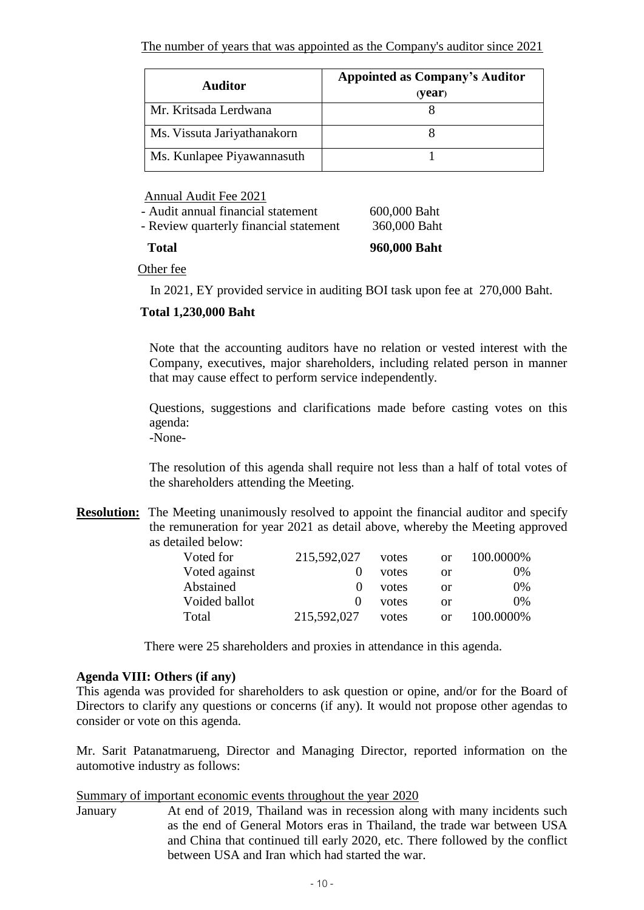<u>The number of years that was appointed as the Company's auditor since 2021</u>

| Auditor | Appointed as Company's Auditor (year) |
|---|---|
| Mr. Kritsada Lerdwana | 8 |
| Ms. Vissuta Jariyathanakorn | 8 |
| Ms. Kunlapee Piyawannasuth | 1 |

<u>Annual Audit Fee 2021</u>

| | |
|---|---|
| - Audit annual financial statement | 600,000 Baht |
| - Review quarterly financial statement | 360,000 Baht |
| **Total** | **960,000 Baht** |

<u>Other fee</u>

In 2021, EY provided service in auditing BOI task upon fee at 270,000 Baht.

**Total 1,230,000 Baht**

Note that the accounting auditors have no relation or vested interest with the Company, executives, major shareholders, including related person in manner that may cause effect to perform service independently.

Questions, suggestions and clarifications made before casting votes on this agenda:
-None-

The resolution of this agenda shall require not less than a half of total votes of the shareholders attending the Meeting.

**<u>Resolution:</u>** The Meeting unanimously resolved to appoint the financial auditor and specify the remuneration for year 2021 as detail above, whereby the Meeting approved as detailed below:

| | | | | |
|---|---|---|---|---|
| Voted for | 215,592,027 | votes | or | 100.0000% |
| Voted against | 0 | votes | or | 0% |
| Abstained | 0 | votes | or | 0% |
| Voided ballot | 0 | votes | or | 0% |
| Total | 215,592,027 | votes | or | 100.0000% |

There were 25 shareholders and proxies in attendance in this agenda.

**Agenda VIII: Others (if any)**

This agenda was provided for shareholders to ask question or opine, and/or for the Board of Directors to clarify any questions or concerns (if any). It would not propose other agendas to consider or vote on this agenda.

Mr. Sarit Patanatmarueng, Director and Managing Director, reported information on the automotive industry as follows:

<u>Summary of important economic events throughout the year 2020</u>

January — At end of 2019, Thailand was in recession along with many incidents such as the end of General Motors eras in Thailand, the trade war between USA and China that continued till early 2020, etc. There followed by the conflict between USA and Iran which had started the war.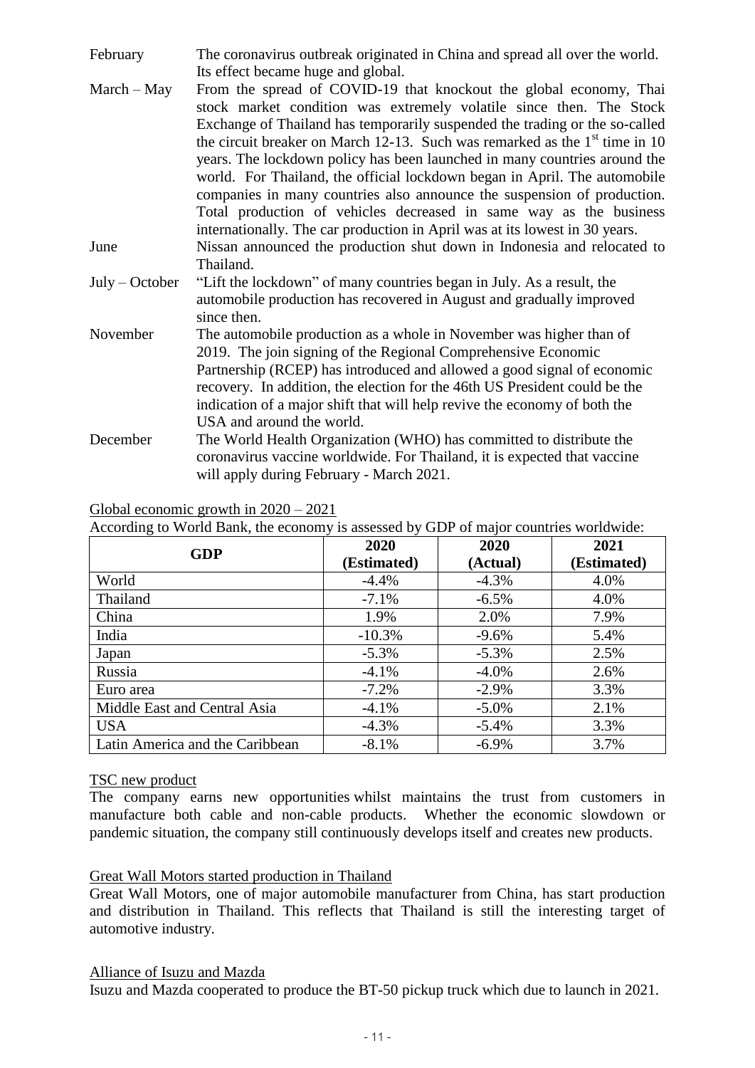| | |
|---|---|
| February | The coronavirus outbreak originated in China and spread all over the world. Its effect became huge and global. |
| March – May | From the spread of COVID-19 that knockout the global economy, Thai stock market condition was extremely volatile since then. The Stock Exchange of Thailand has temporarily suspended the trading or the so-called the circuit breaker on March 12-13. Such was remarked as the 1st time in 10 years. The lockdown policy has been launched in many countries around the world. For Thailand, the official lockdown began in April. The automobile companies in many countries also announce the suspension of production. Total production of vehicles decreased in same way as the business internationally. The car production in April was at its lowest in 30 years. |
| June | Nissan announced the production shut down in Indonesia and relocated to Thailand. |
| July – October | "Lift the lockdown" of many countries began in July. As a result, the automobile production has recovered in August and gradually improved since then. |
| November | The automobile production as a whole in November was higher than of 2019. The join signing of the Regional Comprehensive Economic Partnership (RCEP) has introduced and allowed a good signal of economic recovery. In addition, the election for the 46th US President could be the indication of a major shift that will help revive the economy of both the USA and around the world. |
| December | The World Health Organization (WHO) has committed to distribute the coronavirus vaccine worldwide. For Thailand, it is expected that vaccine will apply during February - March 2021. |

Global economic growth in 2020 – 2021

According to World Bank, the economy is assessed by GDP of major countries worldwide:

| GDP | 2020 (Estimated) | 2020 (Actual) | 2021 (Estimated) |
|---|---|---|---|
| World | -4.4% | -4.3% | 4.0% |
| Thailand | -7.1% | -6.5% | 4.0% |
| China | 1.9% | 2.0% | 7.9% |
| India | -10.3% | -9.6% | 5.4% |
| Japan | -5.3% | -5.3% | 2.5% |
| Russia | -4.1% | -4.0% | 2.6% |
| Euro area | -7.2% | -2.9% | 3.3% |
| Middle East and Central Asia | -4.1% | -5.0% | 2.1% |
| USA | -4.3% | -5.4% | 3.3% |
| Latin America and the Caribbean | -8.1% | -6.9% | 3.7% |

TSC new product

The company earns new opportunities whilst maintains the trust from customers in manufacture both cable and non-cable products. Whether the economic slowdown or pandemic situation, the company still continuously develops itself and creates new products.

Great Wall Motors started production in Thailand

Great Wall Motors, one of major automobile manufacturer from China, has start production and distribution in Thailand. This reflects that Thailand is still the interesting target of automotive industry.

Alliance of Isuzu and Mazda

Isuzu and Mazda cooperated to produce the BT-50 pickup truck which due to launch in 2021.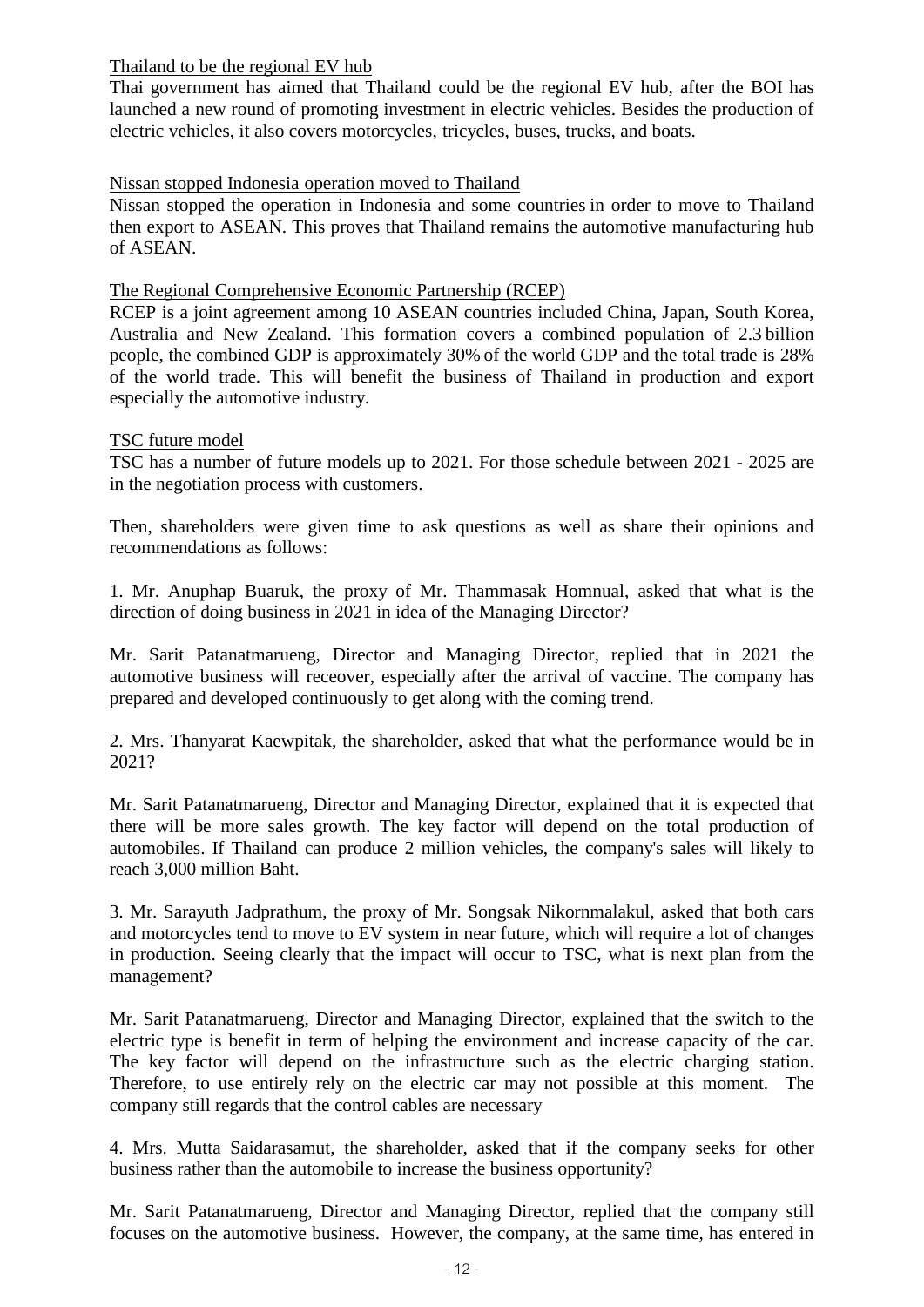<u>Thailand to be the regional EV hub</u>

Thai government has aimed that Thailand could be the regional EV hub, after the BOI has launched a new round of promoting investment in electric vehicles. Besides the production of electric vehicles, it also covers motorcycles, tricycles, buses, trucks, and boats.

<u>Nissan stopped Indonesia operation moved to Thailand</u>

Nissan stopped the operation in Indonesia and some countries in order to move to Thailand then export to ASEAN. This proves that Thailand remains the automotive manufacturing hub of ASEAN.

<u>The Regional Comprehensive Economic Partnership (RCEP)</u>

RCEP is a joint agreement among 10 ASEAN countries included China, Japan, South Korea, Australia and New Zealand. This formation covers a combined population of 2.3 billion people, the combined GDP is approximately 30% of the world GDP and the total trade is 28% of the world trade. This will benefit the business of Thailand in production and export especially the automotive industry.

<u>TSC future model</u>

TSC has a number of future models up to 2021. For those schedule between 2021 - 2025 are in the negotiation process with customers.

Then, shareholders were given time to ask questions as well as share their opinions and recommendations as follows:

1. Mr. Anuphap Buaruk, the proxy of Mr. Thammasak Homnual, asked that what is the direction of doing business in 2021 in idea of the Managing Director?

Mr. Sarit Patanatmarueng, Director and Managing Director, replied that in 2021 the automotive business will receover, especially after the arrival of vaccine. The company has prepared and developed continuously to get along with the coming trend.

2. Mrs. Thanyarat Kaewpitak, the shareholder, asked that what the performance would be in 2021?

Mr. Sarit Patanatmarueng, Director and Managing Director, explained that it is expected that there will be more sales growth. The key factor will depend on the total production of automobiles. If Thailand can produce 2 million vehicles, the company's sales will likely to reach 3,000 million Baht.

3. Mr. Sarayuth Jadprathum, the proxy of Mr. Songsak Nikornmalakul, asked that both cars and motorcycles tend to move to EV system in near future, which will require a lot of changes in production. Seeing clearly that the impact will occur to TSC, what is next plan from the management?

Mr. Sarit Patanatmarueng, Director and Managing Director, explained that the switch to the electric type is benefit in term of helping the environment and increase capacity of the car. The key factor will depend on the infrastructure such as the electric charging station. Therefore, to use entirely rely on the electric car may not possible at this moment. The company still regards that the control cables are necessary

4. Mrs. Mutta Saidarasamut, the shareholder, asked that if the company seeks for other business rather than the automobile to increase the business opportunity?

Mr. Sarit Patanatmarueng, Director and Managing Director, replied that the company still focuses on the automotive business. However, the company, at the same time, has entered in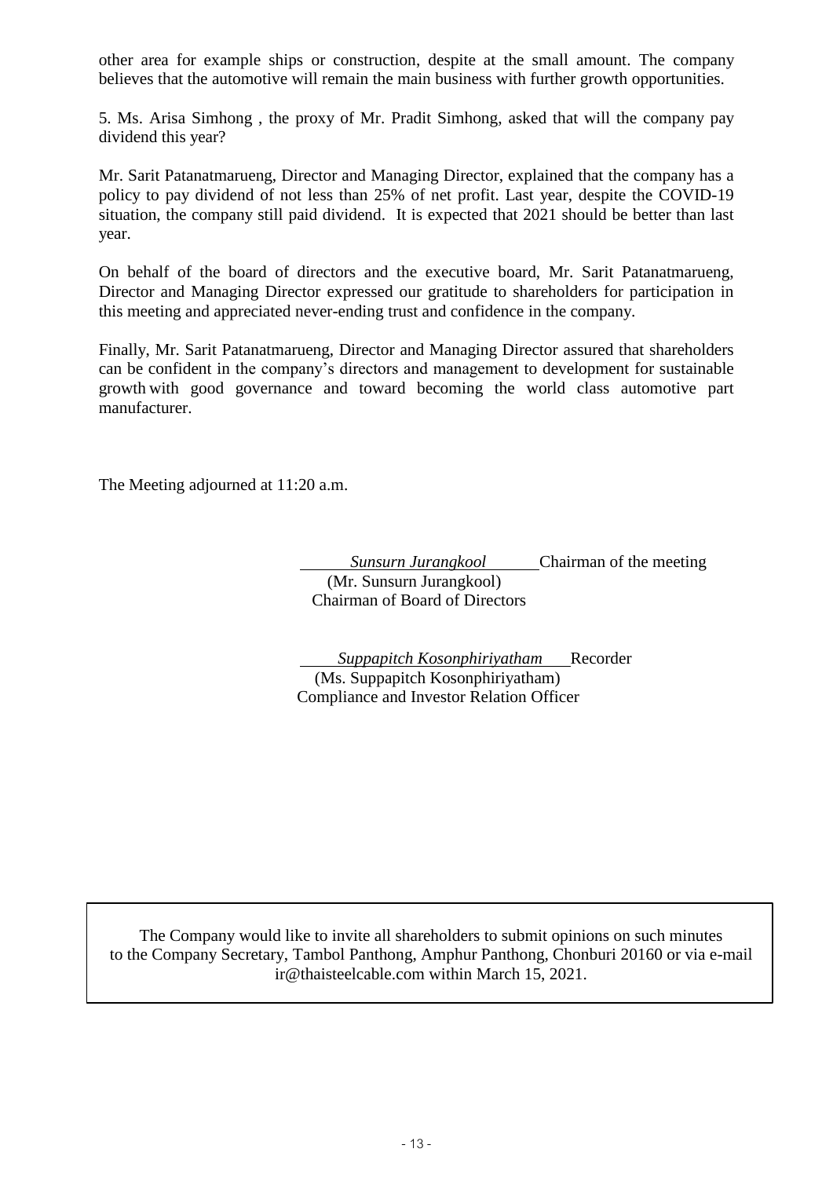other area for example ships or construction, despite at the small amount. The company believes that the automotive will remain the main business with further growth opportunities.

5. Ms. Arisa Simhong , the proxy of Mr. Pradit Simhong, asked that will the company pay dividend this year?

Mr. Sarit Patanatmarueng, Director and Managing Director, explained that the company has a policy to pay dividend of not less than 25% of net profit. Last year, despite the COVID-19 situation, the company still paid dividend. It is expected that 2021 should be better than last year.

On behalf of the board of directors and the executive board, Mr. Sarit Patanatmarueng, Director and Managing Director expressed our gratitude to shareholders for participation in this meeting and appreciated never-ending trust and confidence in the company.

Finally, Mr. Sarit Patanatmarueng, Director and Managing Director assured that shareholders can be confident in the company's directors and management to development for sustainable growth with good governance and toward becoming the world class automotive part manufacturer.

The Meeting adjourned at 11:20 a.m.

*Sunsurn Jurangkool* Chairman of the meeting
(Mr. Sunsurn Jurangkool)
Chairman of Board of Directors

*Suppapitch Kosonphiriyatham* Recorder
(Ms. Suppapitch Kosonphiriyatham)
Compliance and Investor Relation Officer

The Company would like to invite all shareholders to submit opinions on such minutes to the Company Secretary, Tambol Panthong, Amphur Panthong, Chonburi 20160 or via e-mail ir@thaisteelcable.com within March 15, 2021.